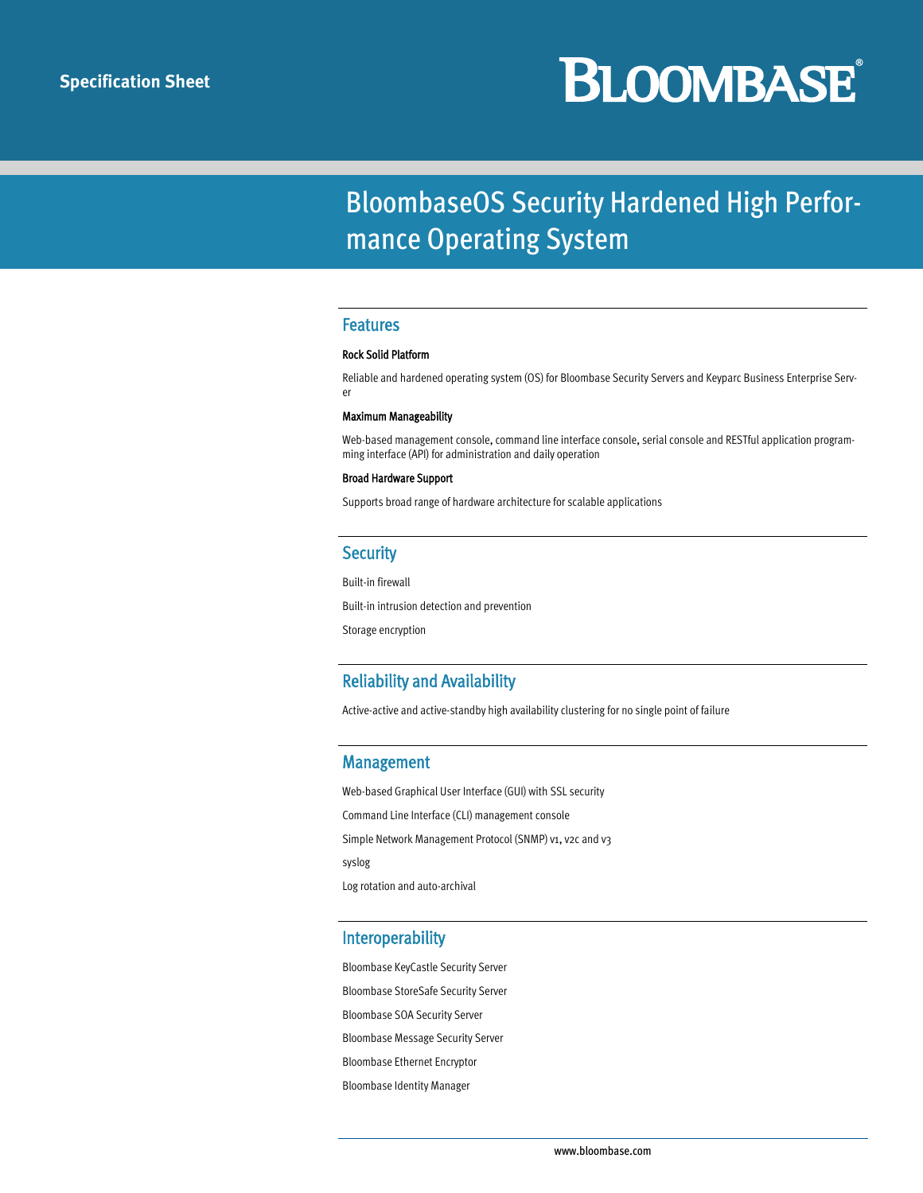Specification Sheet

BLOOMBASE®

# BloombaseOS Security Hardened High Performance Operating System

## Features

**Rock Solid Platform**

Reliable and hardened operating system (OS) for Bloombase Security Servers and Keyparc Business Enterprise Server

**Maximum Manageability**

Web-based management console, command line interface console, serial console and RESTful application programming interface (API) for administration and daily operation

**Broad Hardware Support**

Supports broad range of hardware architecture for scalable applications

## Security

Built-in firewall

Built-in intrusion detection and prevention

Storage encryption

## Reliability and Availability

Active-active and active-standby high availability clustering for no single point of failure

## Management

Web-based Graphical User Interface (GUI) with SSL security

Command Line Interface (CLI) management console

Simple Network Management Protocol (SNMP) v1, v2c and v3

syslog

Log rotation and auto-archival

## Interoperability

Bloombase KeyCastle Security Server

Bloombase StoreSafe Security Server

Bloombase SOA Security Server

Bloombase Message Security Server

Bloombase Ethernet Encryptor

Bloombase Identity Manager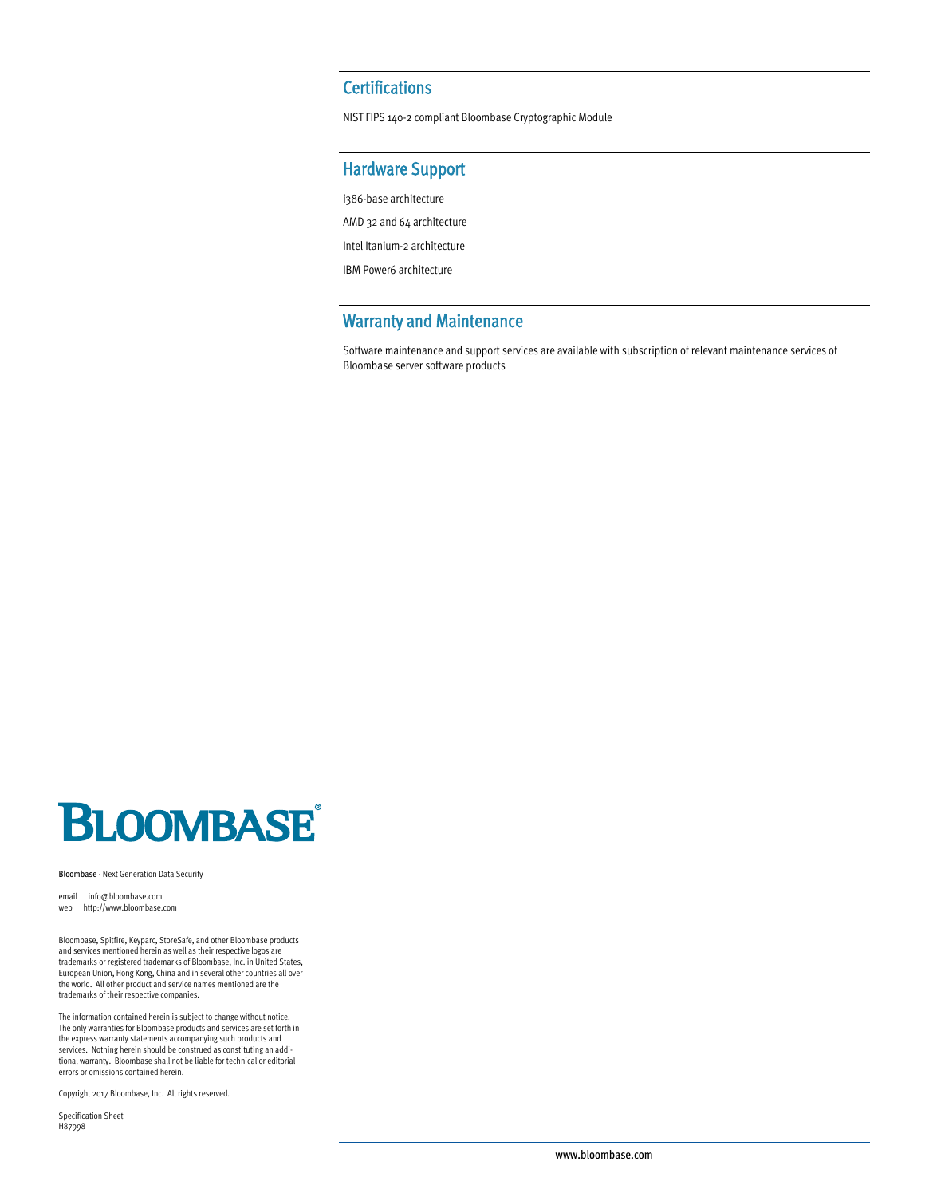## Certifications

NIST FIPS 140-2 compliant Bloombase Cryptographic Module

## Hardware Support

i386-base architecture

AMD 32 and 64 architecture

Intel Itanium-2 architecture

IBM Power6 architecture

## Warranty and Maintenance

Software maintenance and support services are available with subscription of relevant maintenance services of Bloombase server software products

BLOOMBASE®

**Bloombase** - Next Generation Data Security

email info@bloombase.com
web http://www.bloombase.com

Bloombase, Spitfire, Keyparc, StoreSafe, and other Bloombase products and services mentioned herein as well as their respective logos are trademarks or registered trademarks of Bloombase, Inc. in United States, European Union, Hong Kong, China and in several other countries all over the world. All other product and service names mentioned are the trademarks of their respective companies.

The information contained herein is subject to change without notice. The only warranties for Bloombase products and services are set forth in the express warranty statements accompanying such products and services. Nothing herein should be construed as constituting an additional warranty. Bloombase shall not be liable for technical or editorial errors or omissions contained herein.

Copyright 2017 Bloombase, Inc. All rights reserved.

Specification Sheet
H87998

www.bloombase.com